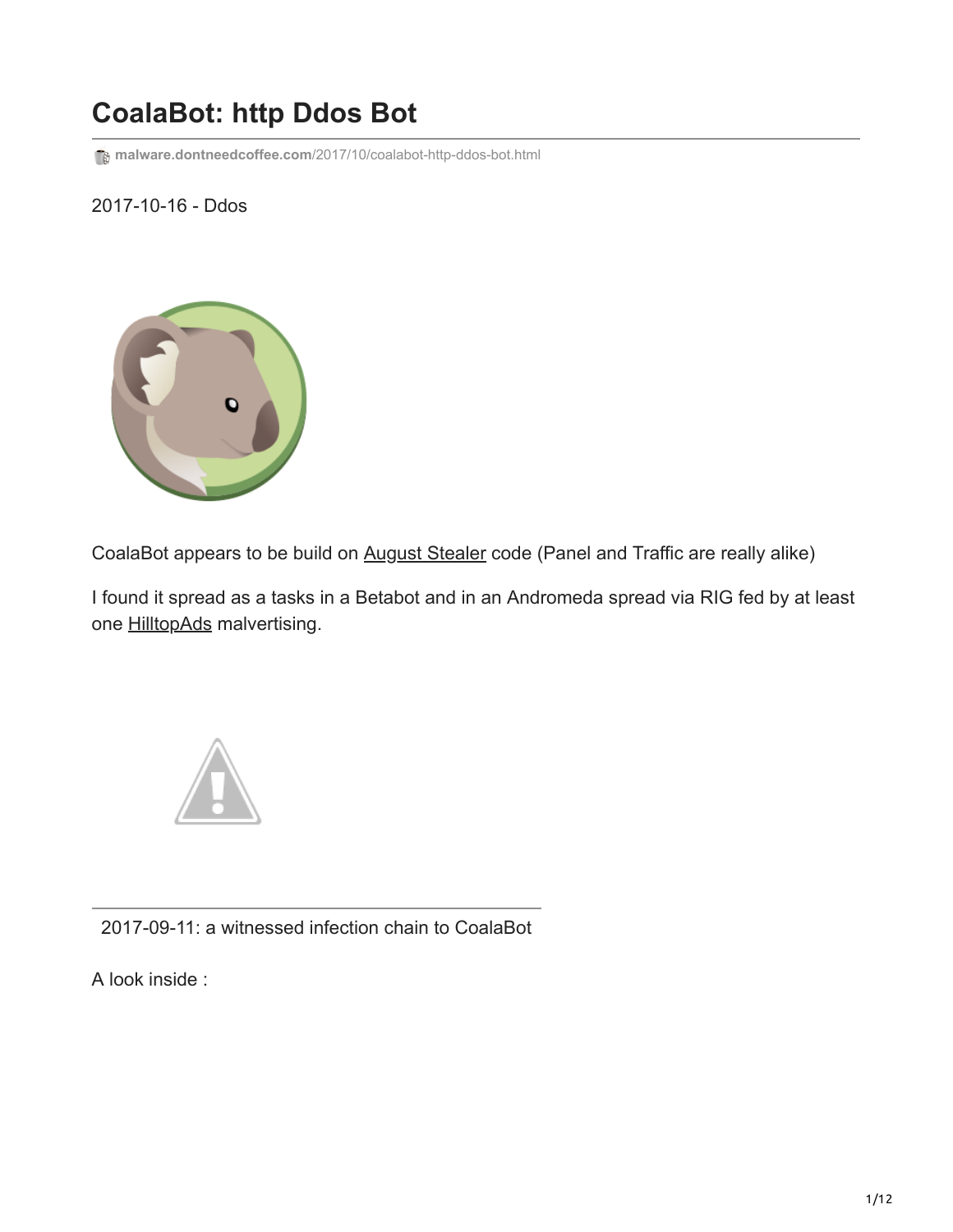# CoalaBot: http Ddos Bot

malware.dontneedcoffee.com/2017/10/coalabot-http-ddos-bot.html

2017-10-16 - Ddos

CoalaBot appears to be build on August Stealer code (Panel and Traffic are really alike)

I found it spread as a tasks in a Betabot and in an Andromeda spread via RIG fed by at least one HilltopAds malvertising.

2017-09-11: a witnessed infection chain to CoalaBot

A look inside :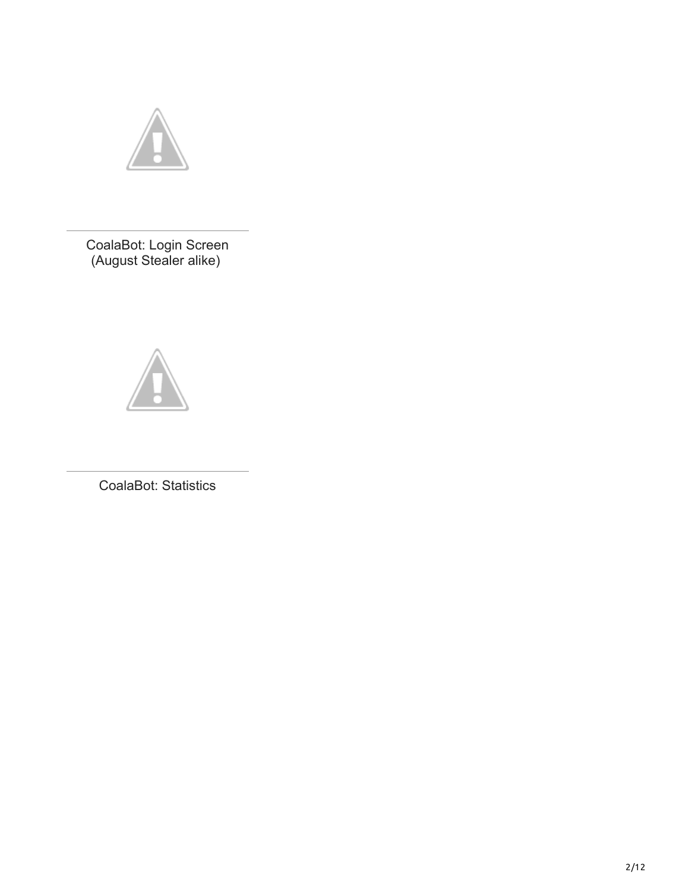CoalaBot: Login Screen (August Stealer alike)

CoalaBot: Statistics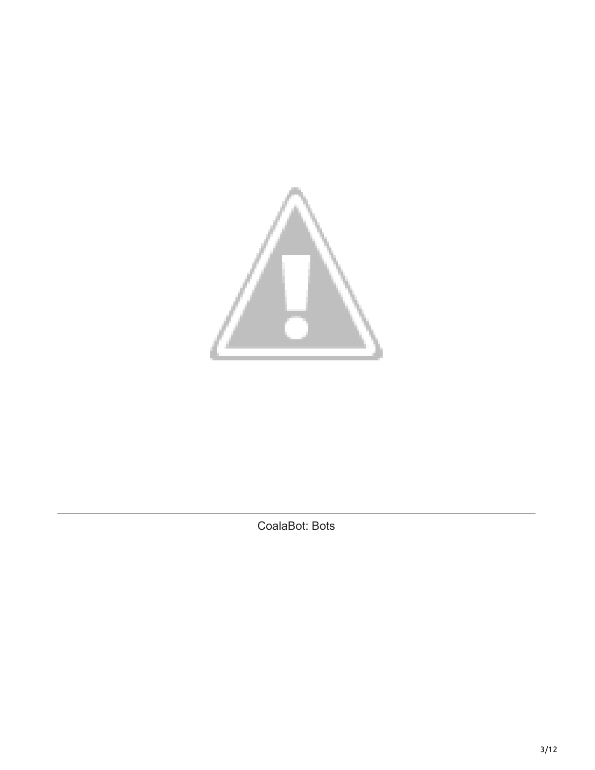CoalaBot: Bots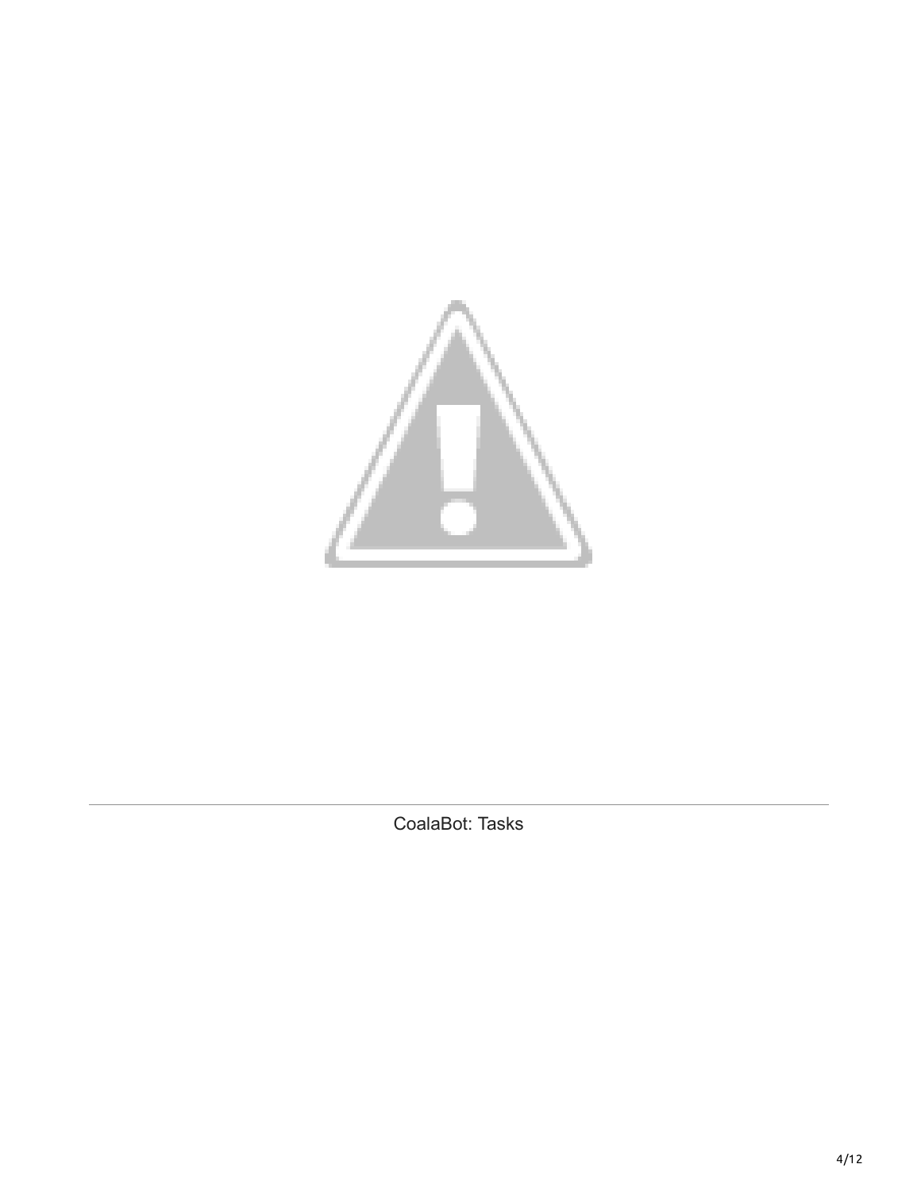CoalaBot: Tasks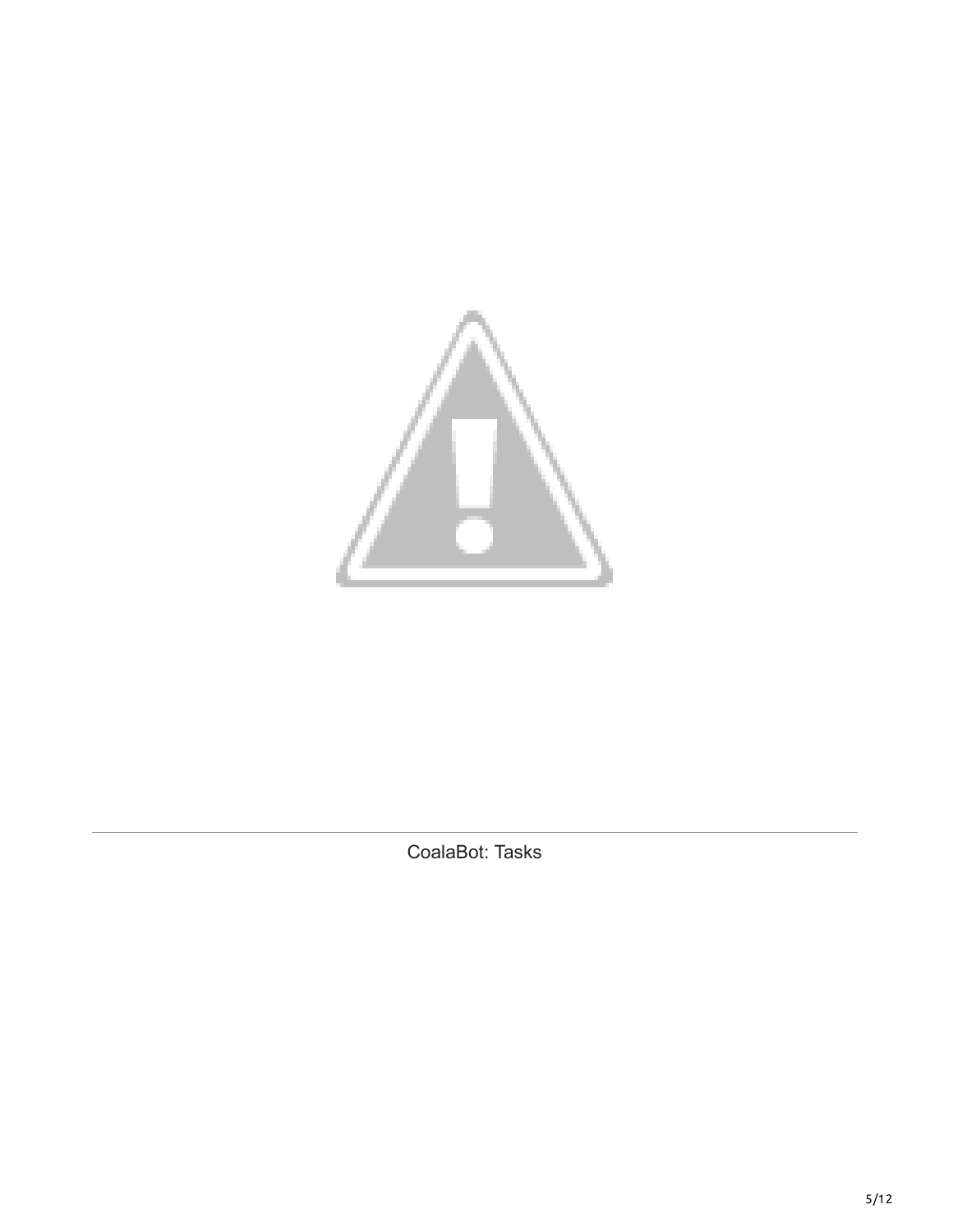CoalaBot: Tasks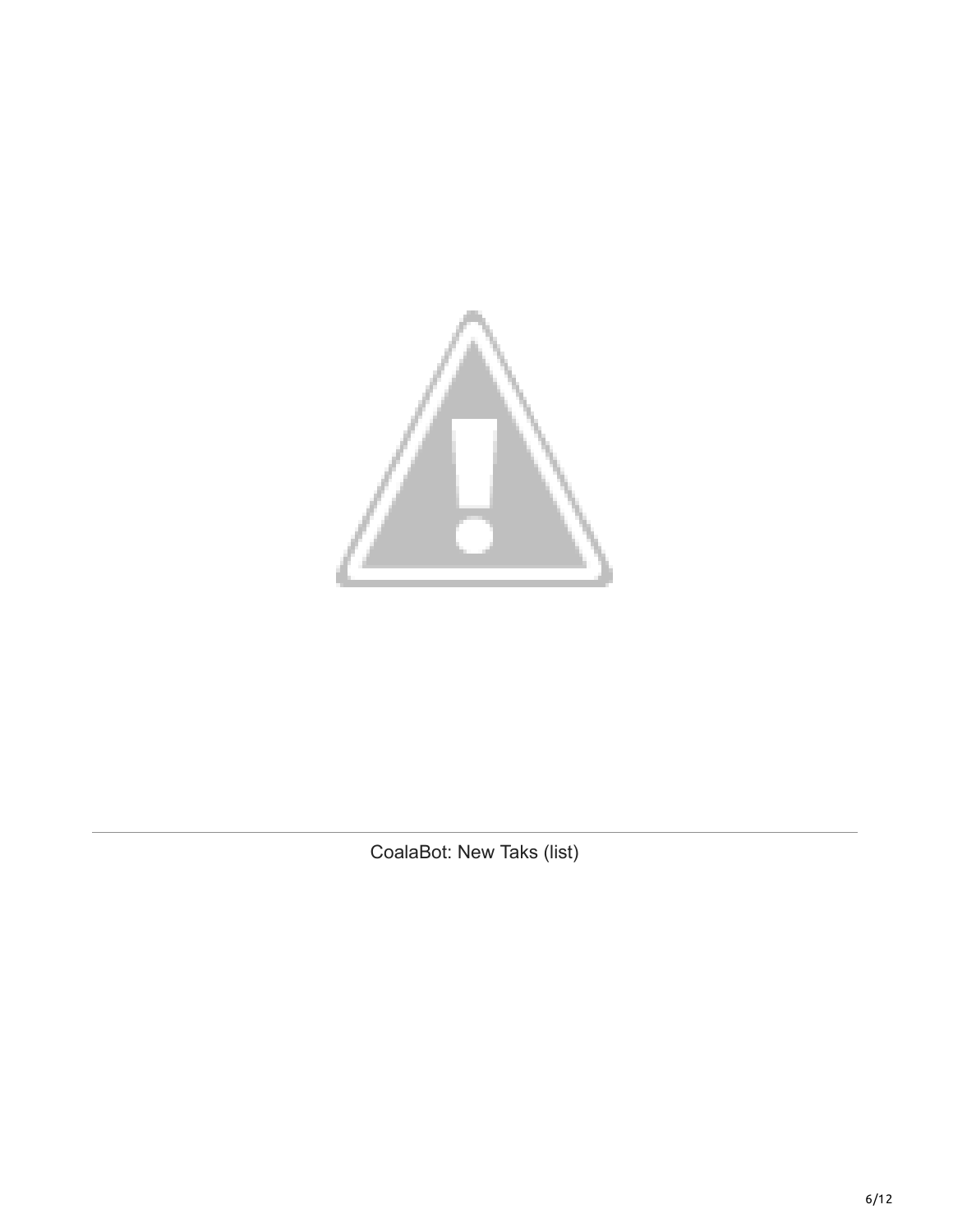CoalaBot: New Taks (list)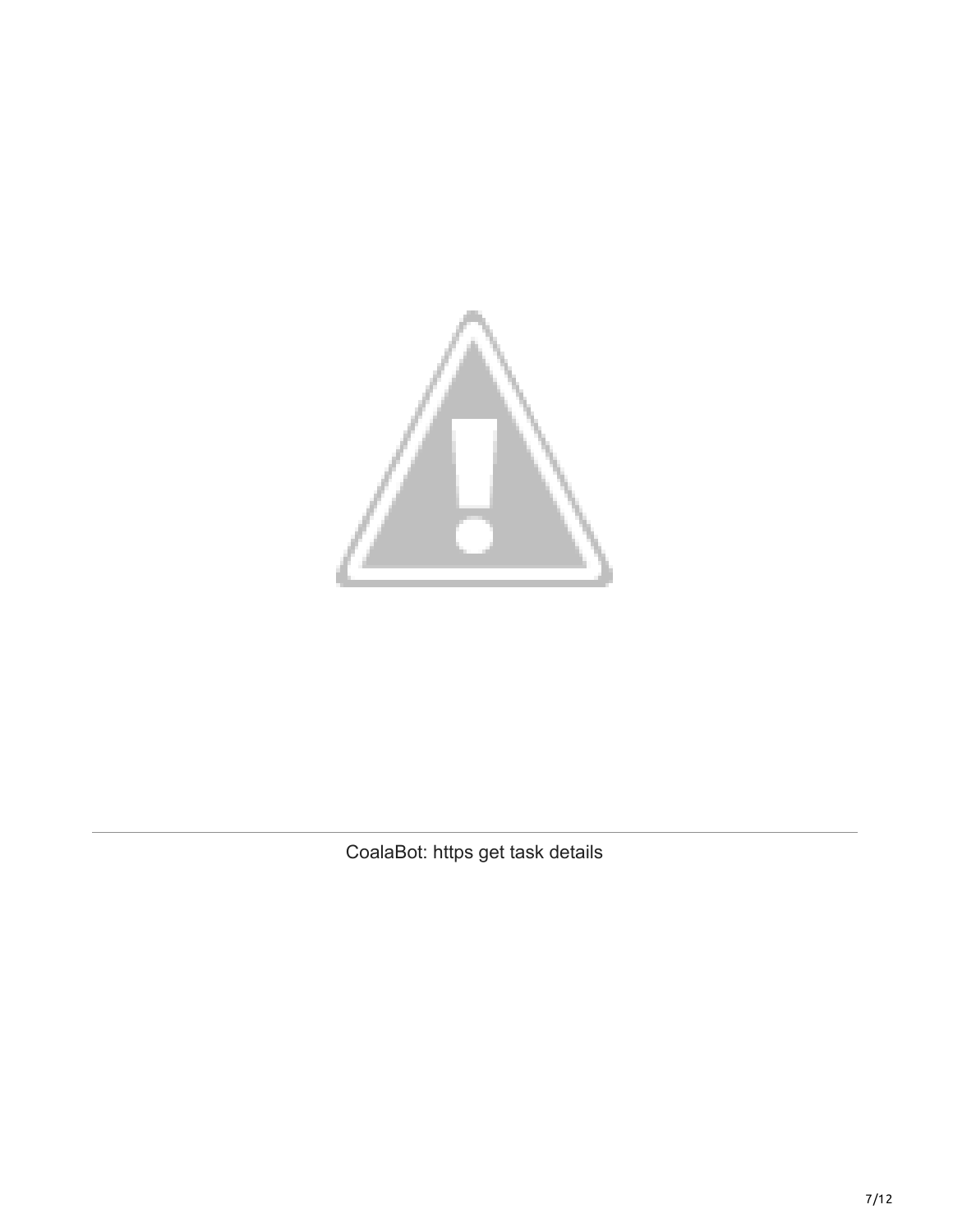CoalaBot: https get task details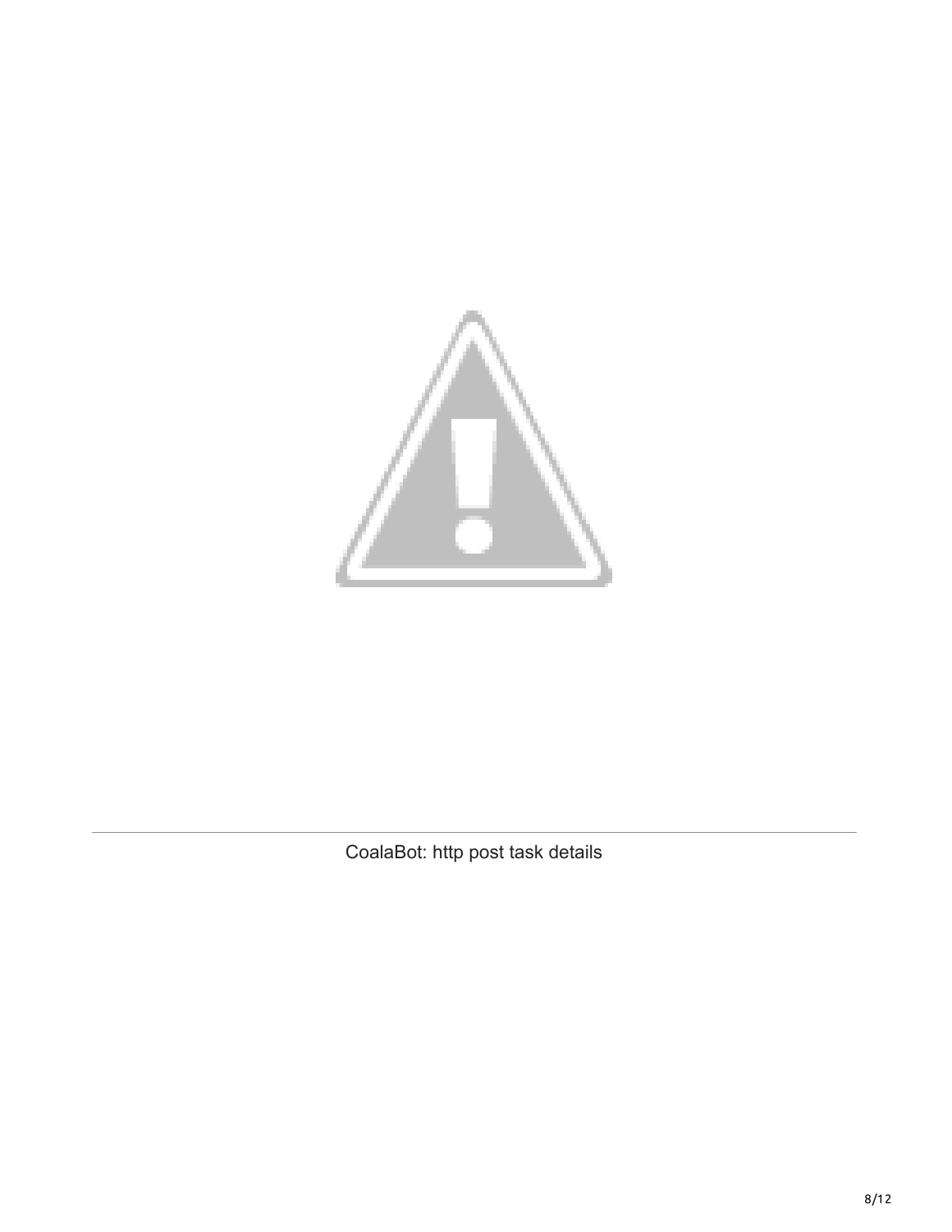CoalaBot: http post task details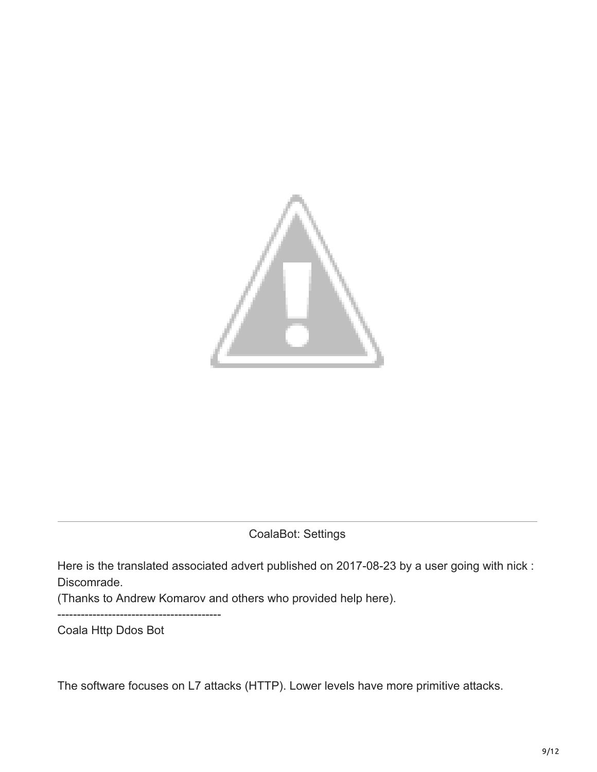CoalaBot: Settings

Here is the translated associated advert published on 2017-08-23 by a user going with nick : Discomrade.

(Thanks to Andrew Komarov and others who provided help here).

------------------------------------------

Coala Http Ddos Bot

The software focuses on L7 attacks (HTTP). Lower levels have more primitive attacks.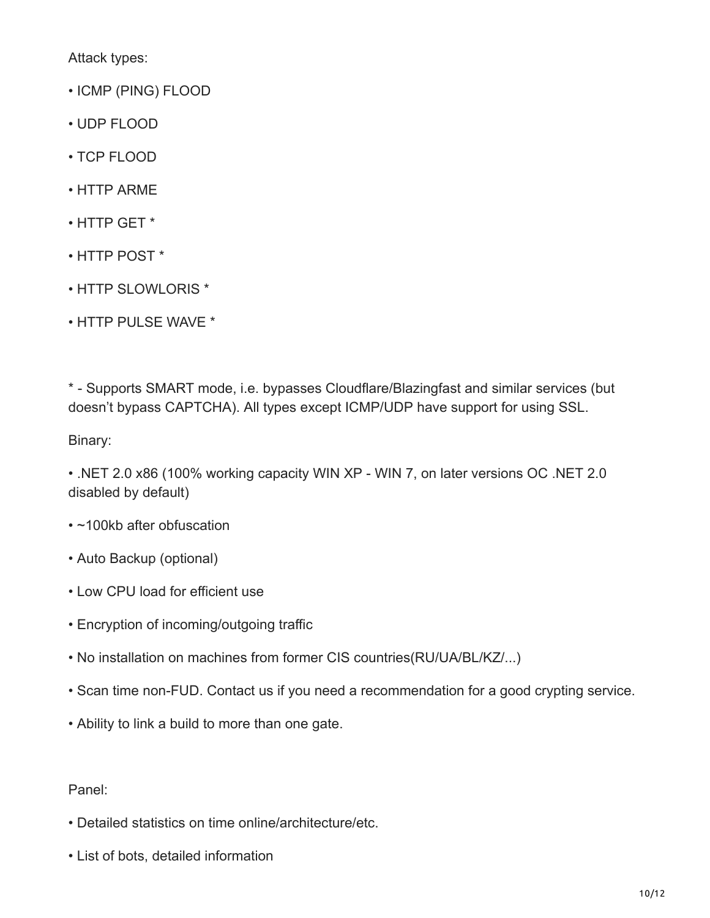Attack types:

- ICMP (PING) FLOOD
- UDP FLOOD
- TCP FLOOD
- HTTP ARME
- HTTP GET *
- HTTP POST *
- HTTP SLOWLORIS *
- HTTP PULSE WAVE *

* - Supports SMART mode, i.e. bypasses Cloudflare/Blazingfast and similar services (but doesn't bypass CAPTCHA). All types except ICMP/UDP have support for using SSL.

Binary:

- .NET 2.0 x86 (100% working capacity WIN XP - WIN 7, on later versions OC .NET 2.0 disabled by default)
- ~100kb after obfuscation
- Auto Backup (optional)
- Low CPU load for efficient use
- Encryption of incoming/outgoing traffic
- No installation on machines from former CIS countries(RU/UA/BL/KZ/...)
- Scan time non-FUD. Contact us if you need a recommendation for a good crypting service.
- Ability to link a build to more than one gate.

Panel:

- Detailed statistics on time online/architecture/etc.
- List of bots, detailed information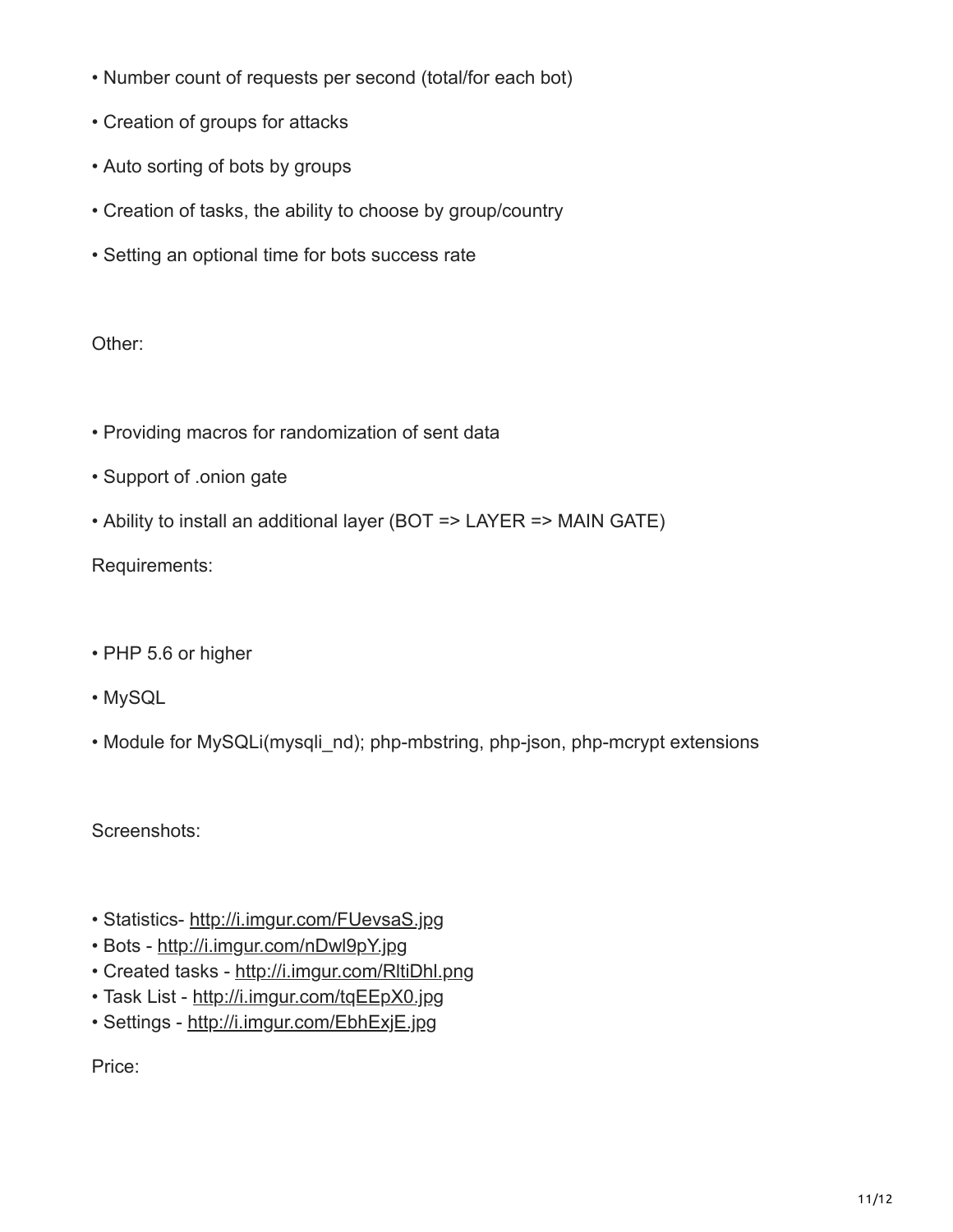- Number count of requests per second (total/for each bot)
- Creation of groups for attacks
- Auto sorting of bots by groups
- Creation of tasks, the ability to choose by group/country
- Setting an optional time for bots success rate

Other:

- Providing macros for randomization of sent data
- Support of .onion gate
- Ability to install an additional layer (BOT => LAYER => MAIN GATE)

Requirements:

- PHP 5.6 or higher
- MySQL
- Module for MySQLi(mysqli_nd); php-mbstring, php-json, php-mcrypt extensions

Screenshots:

- Statistics- http://i.imgur.com/FUevsaS.jpg
- Bots - http://i.imgur.com/nDwl9pY.jpg
- Created tasks - http://i.imgur.com/RltiDhl.png
- Task List - http://i.imgur.com/tqEEpX0.jpg
- Settings - http://i.imgur.com/EbhExjE.jpg

Price: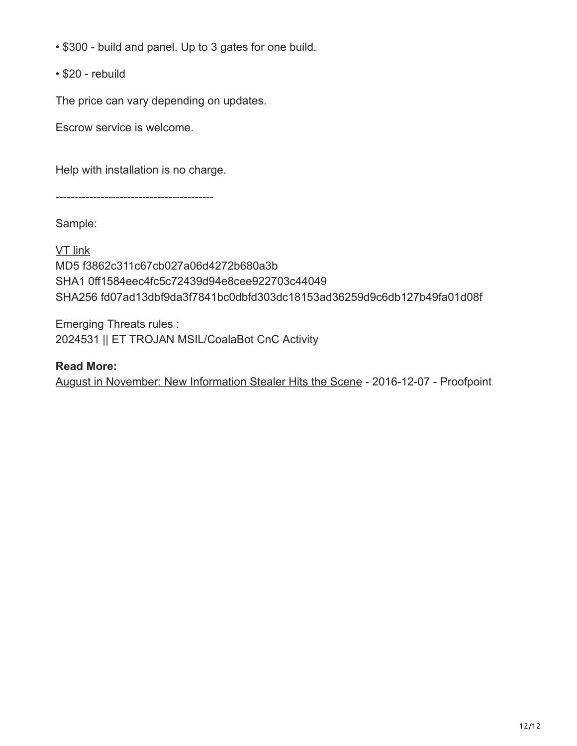- $300 - build and panel. Up to 3 gates for one build.
- $20 - rebuild

The price can vary depending on updates.

Escrow service is welcome.

Help with installation is no charge.

------------------------------------------

Sample:

VT link
MD5 f3862c311c67cb027a06d4272b680a3b
SHA1 0ff1584eec4fc5c72439d94e8cee922703c44049
SHA256 fd07ad13dbf9da3f7841bc0dbfd303dc18153ad36259d9c6db127b49fa01d08f

Emerging Threats rules :
2024531 || ET TROJAN MSIL/CoalaBot CnC Activity

**Read More:**
August in November: New Information Stealer Hits the Scene - 2016-12-07 - Proofpoint